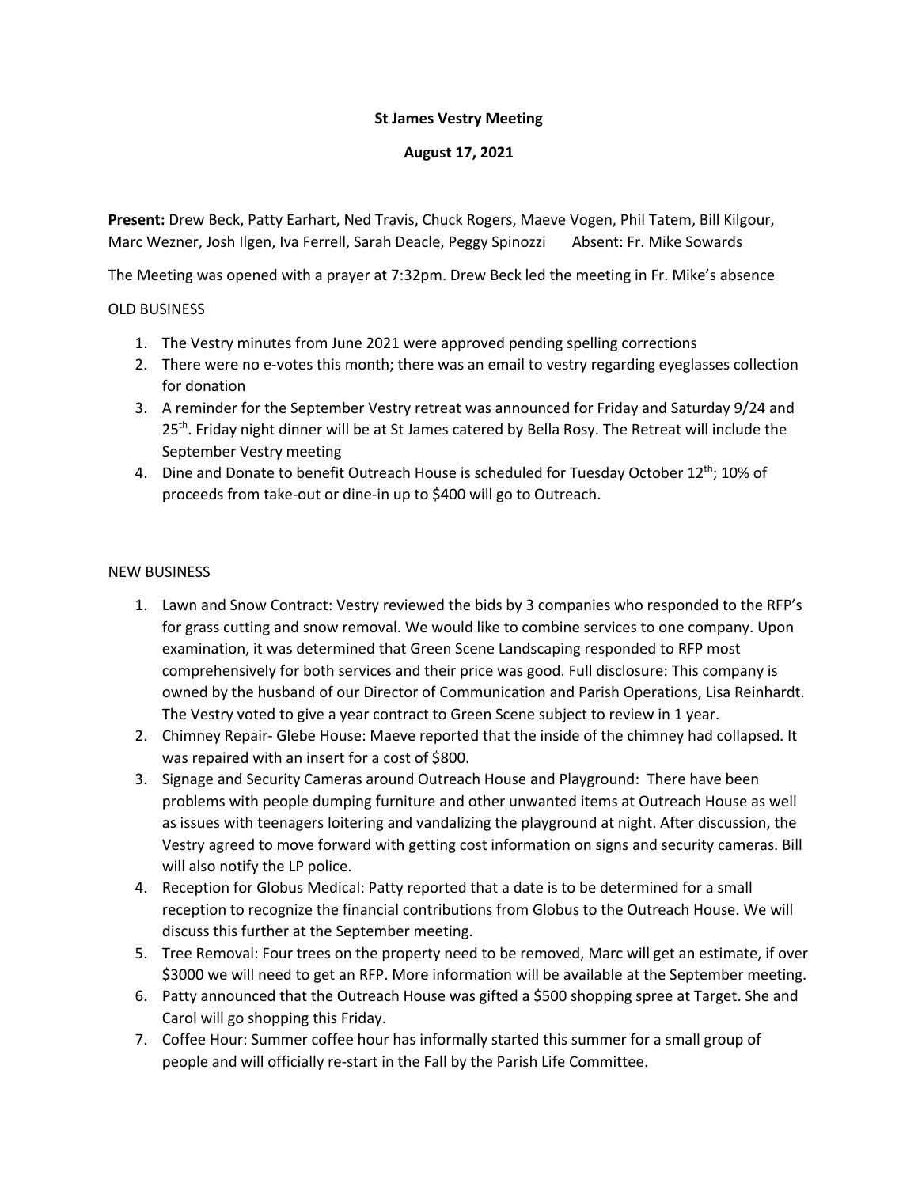**St James Vestry Meeting**

**August 17, 2021**

**Present:** Drew Beck, Patty Earhart, Ned Travis, Chuck Rogers, Maeve Vogen, Phil Tatem, Bill Kilgour, Marc Wezner, Josh Ilgen, Iva Ferrell, Sarah Deacle, Peggy Spinozzi    Absent: Fr. Mike Sowards

The Meeting was opened with a prayer at 7:32pm. Drew Beck led the meeting in Fr. Mike's absence

OLD BUSINESS

1. The Vestry minutes from June 2021 were approved pending spelling corrections
2. There were no e-votes this month; there was an email to vestry regarding eyeglasses collection for donation
3. A reminder for the September Vestry retreat was announced for Friday and Saturday 9/24 and 25th. Friday night dinner will be at St James catered by Bella Rosy. The Retreat will include the September Vestry meeting
4. Dine and Donate to benefit Outreach House is scheduled for Tuesday October 12th; 10% of proceeds from take-out or dine-in up to $400 will go to Outreach.

NEW BUSINESS

1. Lawn and Snow Contract: Vestry reviewed the bids by 3 companies who responded to the RFP's for grass cutting and snow removal. We would like to combine services to one company. Upon examination, it was determined that Green Scene Landscaping responded to RFP most comprehensively for both services and their price was good. Full disclosure: This company is owned by the husband of our Director of Communication and Parish Operations, Lisa Reinhardt. The Vestry voted to give a year contract to Green Scene subject to review in 1 year.
2. Chimney Repair- Glebe House: Maeve reported that the inside of the chimney had collapsed. It was repaired with an insert for a cost of $800.
3. Signage and Security Cameras around Outreach House and Playground: There have been problems with people dumping furniture and other unwanted items at Outreach House as well as issues with teenagers loitering and vandalizing the playground at night. After discussion, the Vestry agreed to move forward with getting cost information on signs and security cameras. Bill will also notify the LP police.
4. Reception for Globus Medical: Patty reported that a date is to be determined for a small reception to recognize the financial contributions from Globus to the Outreach House. We will discuss this further at the September meeting.
5. Tree Removal: Four trees on the property need to be removed, Marc will get an estimate, if over $3000 we will need to get an RFP. More information will be available at the September meeting.
6. Patty announced that the Outreach House was gifted a $500 shopping spree at Target. She and Carol will go shopping this Friday.
7. Coffee Hour: Summer coffee hour has informally started this summer for a small group of people and will officially re-start in the Fall by the Parish Life Committee.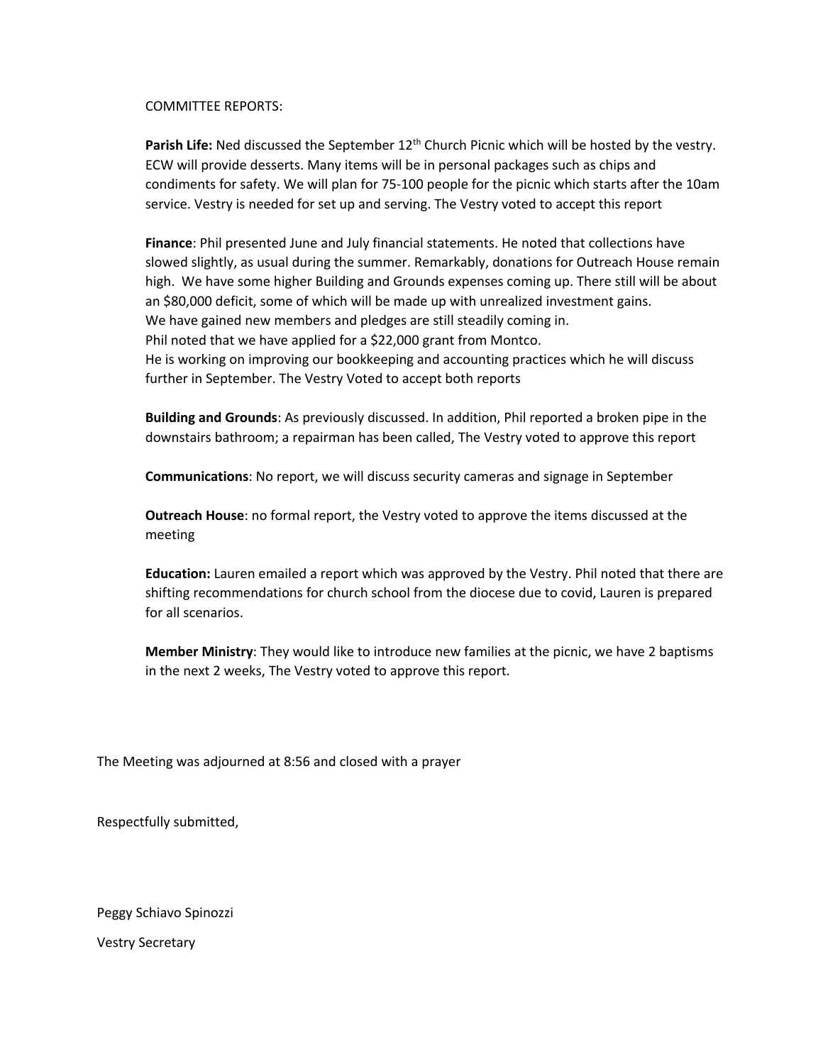COMMITTEE REPORTS:

**Parish Life:** Ned discussed the September 12th Church Picnic which will be hosted by the vestry. ECW will provide desserts. Many items will be in personal packages such as chips and condiments for safety. We will plan for 75-100 people for the picnic which starts after the 10am service. Vestry is needed for set up and serving. The Vestry voted to accept this report

**Finance**: Phil presented June and July financial statements. He noted that collections have slowed slightly, as usual during the summer. Remarkably, donations for Outreach House remain high. We have some higher Building and Grounds expenses coming up. There still will be about an $80,000 deficit, some of which will be made up with unrealized investment gains.
We have gained new members and pledges are still steadily coming in.
Phil noted that we have applied for a $22,000 grant from Montco.
He is working on improving our bookkeeping and accounting practices which he will discuss further in September. The Vestry Voted to accept both reports

**Building and Grounds**: As previously discussed. In addition, Phil reported a broken pipe in the downstairs bathroom; a repairman has been called, The Vestry voted to approve this report

**Communications**: No report, we will discuss security cameras and signage in September

**Outreach House**: no formal report, the Vestry voted to approve the items discussed at the meeting

**Education:** Lauren emailed a report which was approved by the Vestry. Phil noted that there are shifting recommendations for church school from the diocese due to covid, Lauren is prepared for all scenarios.

**Member Ministry**: They would like to introduce new families at the picnic, we have 2 baptisms in the next 2 weeks, The Vestry voted to approve this report.

The Meeting was adjourned at 8:56 and closed with a prayer

Respectfully submitted,

Peggy Schiavo Spinozzi

Vestry Secretary